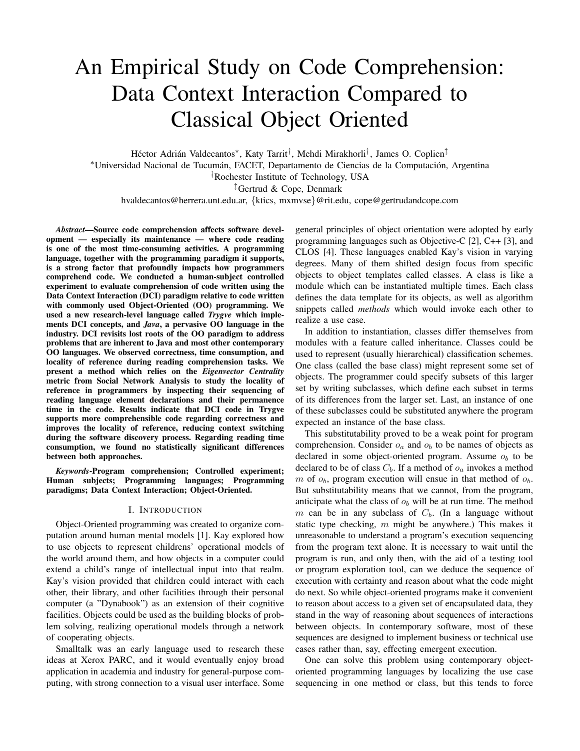# An Empirical Study on Code Comprehension: Data Context Interaction Compared to Classical Object Oriented

Héctor Adrián Valdecantos*, Katy Tarrit†, Mehdi Mirakhorli†, James O. Coplien‡

*Universidad Nacional de Tucumán, FACET, Departamento de Ciencias de la Computación, Argentina

†Rochester Institute of Technology, USA

‡Gertrud & Cope, Denmark

hvaldecantos@herrera.unt.edu.ar, {ktics, mxmvse}@rit.edu, cope@gertrudandcope.com

***Abstract*—Source code comprehension affects software development — especially its maintenance — where code reading is one of the most time-consuming activities. A programming language, together with the programming paradigm it supports, is a strong factor that profoundly impacts how programmers comprehend code. We conducted a human-subject controlled experiment to evaluate comprehension of code written using the Data Context Interaction (DCI) paradigm relative to code written with commonly used Object-Oriented (OO) programming. We used a new research-level language called *Trygve* which implements DCI concepts, and *Java*, a pervasive OO language in the industry. DCI revisits lost roots of the OO paradigm to address problems that are inherent to Java and most other contemporary OO languages. We observed correctness, time consumption, and locality of reference during reading comprehension tasks. We present a method which relies on the *Eigenvector Centrality* metric from Social Network Analysis to study the locality of reference in programmers by inspecting their sequencing of reading language element declarations and their permanence time in the code. Results indicate that DCI code in Trygve supports more comprehensible code regarding correctness and improves the locality of reference, reducing context switching during the software discovery process. Regarding reading time consumption, we found no statistically significant differences between both approaches.**

***Keywords*-Program comprehension; Controlled experiment; Human subjects; Programming languages; Programming paradigms; Data Context Interaction; Object-Oriented.**

## I. Introduction

Object-Oriented programming was created to organize computation around human mental models [1]. Kay explored how to use objects to represent childrens' operational models of the world around them, and how objects in a computer could extend a child's range of intellectual input into that realm. Kay's vision provided that children could interact with each other, their library, and other facilities through their personal computer (a "Dynabook") as an extension of their cognitive facilities. Objects could be used as the building blocks of problem solving, realizing operational models through a network of cooperating objects.

Smalltalk was an early language used to research these ideas at Xerox PARC, and it would eventually enjoy broad application in academia and industry for general-purpose computing, with strong connection to a visual user interface. Some general principles of object orientation were adopted by early programming languages such as Objective-C [2], C++ [3], and CLOS [4]. These languages enabled Kay's vision in varying degrees. Many of them shifted design focus from specific objects to object templates called classes. A class is like a module which can be instantiated multiple times. Each class defines the data template for its objects, as well as algorithm snippets called *methods* which would invoke each other to realize a use case.

In addition to instantiation, classes differ themselves from modules with a feature called inheritance. Classes could be used to represent (usually hierarchical) classification schemes. One class (called the base class) might represent some set of objects. The programmer could specify subsets of this larger set by writing subclasses, which define each subset in terms of its differences from the larger set. Last, an instance of one of these subclasses could be substituted anywhere the program expected an instance of the base class.

This substitutability proved to be a weak point for program comprehension. Consider $o_a$ and $o_b$ to be names of objects as declared in some object-oriented program. Assume $o_b$ to be declared to be of class $C_b$. If a method of $o_a$ invokes a method $m$ of $o_b$, program execution will ensue in that method of $o_b$. But substitutability means that we cannot, from the program, anticipate what the class of $o_b$ will be at run time. The method $m$ can be in any subclass of $C_b$. (In a language without static type checking, $m$ might be anywhere.) This makes it unreasonable to understand a program's execution sequencing from the program text alone. It is necessary to wait until the program is run, and only then, with the aid of a testing tool or program exploration tool, can we deduce the sequence of execution with certainty and reason about what the code might do next. So while object-oriented programs make it convenient to reason about access to a given set of encapsulated data, they stand in the way of reasoning about sequences of interactions between objects. In contemporary software, most of these sequences are designed to implement business or technical use cases rather than, say, effecting emergent execution.

One can solve this problem using contemporary object-oriented programming languages by localizing the use case sequencing in one method or class, but this tends to force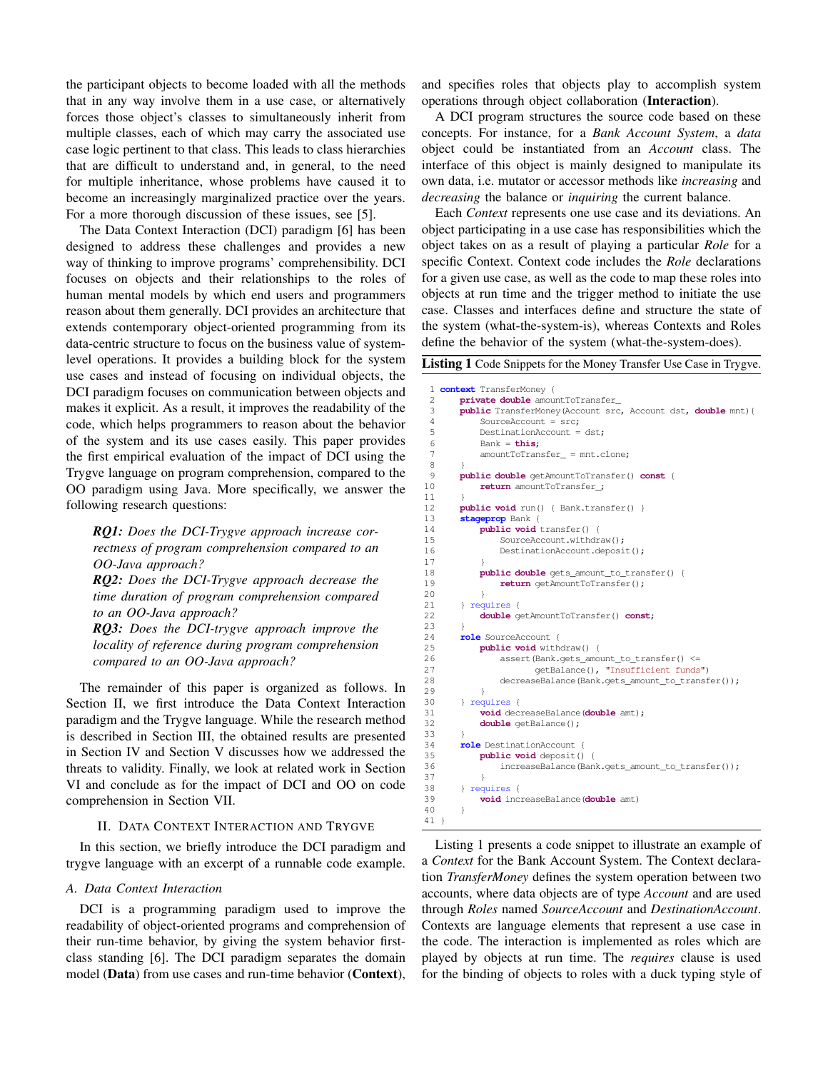the participant objects to become loaded with all the methods that in any way involve them in a use case, or alternatively forces those object's classes to simultaneously inherit from multiple classes, each of which may carry the associated use case logic pertinent to that class. This leads to class hierarchies that are difficult to understand and, in general, to the need for multiple inheritance, whose problems have caused it to become an increasingly marginalized practice over the years. For a more thorough discussion of these issues, see [5].

The Data Context Interaction (DCI) paradigm [6] has been designed to address these challenges and provides a new way of thinking to improve programs' comprehensibility. DCI focuses on objects and their relationships to the roles of human mental models by which end users and programmers reason about them generally. DCI provides an architecture that extends contemporary object-oriented programming from its data-centric structure to focus on the business value of system-level operations. It provides a building block for the system use cases and instead of focusing on individual objects, the DCI paradigm focuses on communication between objects and makes it explicit. As a result, it improves the readability of the code, which helps programmers to reason about the behavior of the system and its use cases easily. This paper provides the first empirical evaluation of the impact of DCI using the Trygve language on program comprehension, compared to the OO paradigm using Java. More specifically, we answer the following research questions:

> ***RQ1:*** *Does the DCI-Trygve approach increase correctness of program comprehension compared to an OO-Java approach?*
>
> ***RQ2:*** *Does the DCI-Trygve approach decrease the time duration of program comprehension compared to an OO-Java approach?*
>
> ***RQ3:*** *Does the DCI-trygve approach improve the locality of reference during program comprehension compared to an OO-Java approach?*

The remainder of this paper is organized as follows. In Section II, we first introduce the Data Context Interaction paradigm and the Trygve language. While the research method is described in Section III, the obtained results are presented in Section IV and Section V discusses how we addressed the threats to validity. Finally, we look at related work in Section VI and conclude as for the impact of DCI and OO on code comprehension in Section VII.

## II. Data Context Interaction and Trygve

In this section, we briefly introduce the DCI paradigm and trygve language with an excerpt of a runnable code example.

### A. Data Context Interaction

DCI is a programming paradigm used to improve the readability of object-oriented programs and comprehension of their run-time behavior, by giving the system behavior first-class standing [6]. The DCI paradigm separates the domain model (**Data**) from use cases and run-time behavior (**Context**), and specifies roles that objects play to accomplish system operations through object collaboration (**Interaction**).

A DCI program structures the source code based on these concepts. For instance, for a *Bank Account System*, a *data* object could be instantiated from an *Account* class. The interface of this object is mainly designed to manipulate its own data, i.e. mutator or accessor methods like *increasing* and *decreasing* the balance or *inquiring* the current balance.

Each *Context* represents one use case and its deviations. An object participating in a use case has responsibilities which the object takes on as a result of playing a particular *Role* for a specific Context. Context code includes the *Role* declarations for a given use case, as well as the code to map these roles into objects at run time and the trigger method to initiate the use case. Classes and interfaces define and structure the state of the system (what-the-system-is), whereas Contexts and Roles define the behavior of the system (what-the-system-does).

**Listing 1** Code Snippets for the Money Transfer Use Case in Trygve.

```
1  context TransferMoney {
2      private double amountToTransfer_
3      public TransferMoney(Account src, Account dst, double mnt){
4          SourceAccount = src;
5          DestinationAccount = dst;
6          Bank = this;
7          amountToTransfer_ = mnt.clone;
8      }
9      public double getAmountToTransfer() const {
10         return amountToTransfer_;
11     }
12     public void run() { Bank.transfer() }
13     stageprop Bank {
14         public void transfer() {
15             SourceAccount.withdraw();
16             DestinationAccount.deposit();
17         }
18         public double gets_amount_to_transfer() {
19             return getAmountToTransfer();
20         }
21     } requires {
22         double getAmountToTransfer() const;
23     }
24     role SourceAccount {
25         public void withdraw() {
26             assert(Bank.gets_amount_to_transfer() <=
27                    getBalance(), "Insufficient funds")
28             decreaseBalance(Bank.gets_amount_to_transfer());
29         }
30     } requires {
31         void decreaseBalance(double amt);
32         double getBalance();
33     }
34     role DestinationAccount {
35         public void deposit() {
36             increaseBalance(Bank.gets_amount_to_transfer());
37         }
38     } requires {
39         void increaseBalance(double amt)
40     }
41 }
```

Listing 1 presents a code snippet to illustrate an example of a *Context* for the Bank Account System. The Context declaration *TransferMoney* defines the system operation between two accounts, where data objects are of type *Account* and are used through *Roles* named *SourceAccount* and *DestinationAccount*. Contexts are language elements that represent a use case in the code. The interaction is implemented as roles which are played by objects at run time. The *requires* clause is used for the binding of objects to roles with a duck typing style of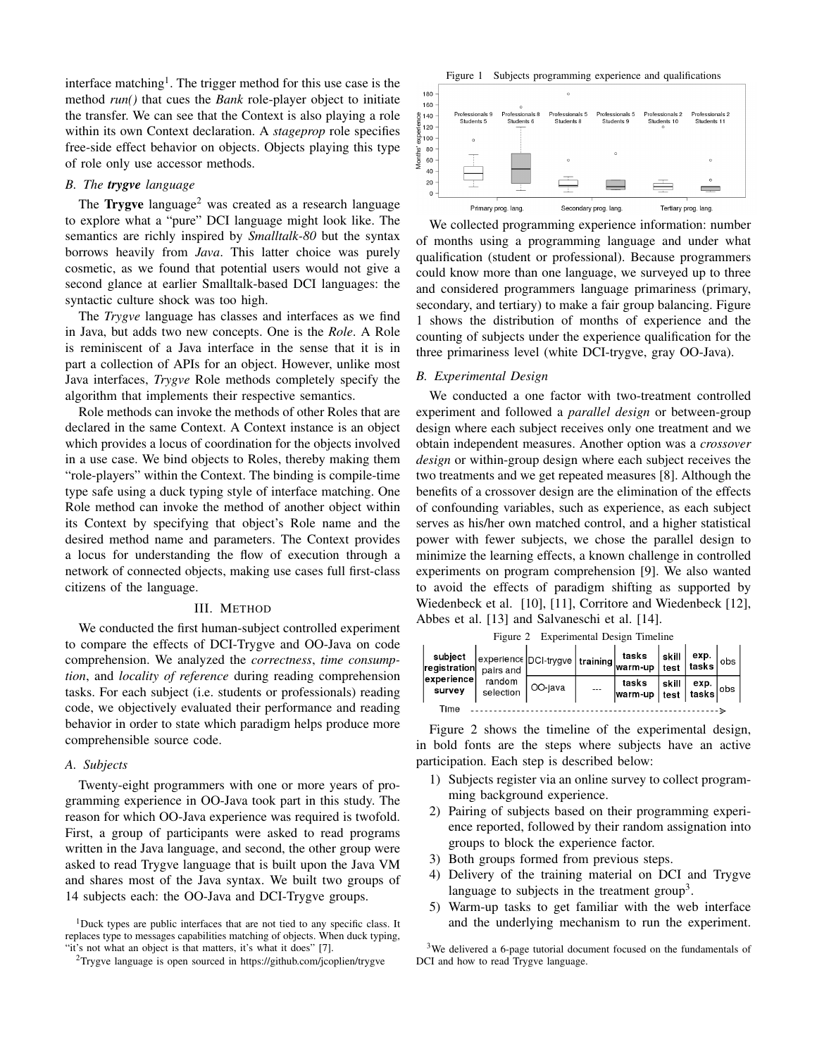interface matching[1]. The trigger method for this use case is the method *run()* that cues the *Bank* role-player object to initiate the transfer. We can see that the Context is also playing a role within its own Context declaration. A *stageprop* role specifies free-side effect behavior on objects. Objects playing this type of role only use accessor methods.

### B. The ***trygve*** language

The **Trygve** language[2] was created as a research language to explore what a "pure" DCI language might look like. The semantics are richly inspired by *Smalltalk-80* but the syntax borrows heavily from *Java*. This latter choice was purely cosmetic, as we found that potential users would not give a second glance at earlier Smalltalk-based DCI languages: the syntactic culture shock was too high.

The *Trygve* language has classes and interfaces as we find in Java, but adds two new concepts. One is the *Role*. A Role is reminiscent of a Java interface in the sense that it is in part a collection of APIs for an object. However, unlike most Java interfaces, *Trygve* Role methods completely specify the algorithm that implements their respective semantics.

Role methods can invoke the methods of other Roles that are declared in the same Context. A Context instance is an object which provides a locus of coordination for the objects involved in a use case. We bind objects to Roles, thereby making them "role-players" within the Context. The binding is compile-time type safe using a duck typing style of interface matching. One Role method can invoke the method of another object within its Context by specifying that object's Role name and the desired method name and parameters. The Context provides a locus for understanding the flow of execution through a network of connected objects, making use cases full first-class citizens of the language.

## III. Method

We conducted the first human-subject controlled experiment to compare the effects of DCI-Trygve and OO-Java on code comprehension. We analyzed the *correctness*, *time consumption*, and *locality of reference* during reading comprehension tasks. For each subject (i.e. students or professionals) reading code, we objectively evaluated their performance and reading behavior in order to state which paradigm helps produce more comprehensible source code.

### A. Subjects

Twenty-eight programmers with one or more years of programming experience in OO-Java took part in this study. The reason for which OO-Java experience was required is twofold. First, a group of participants were asked to read programs written in the Java language, and second, the other group were asked to read Trygve language that is built upon the Java VM and shares most of the Java syntax. We built two groups of 14 subjects each: the OO-Java and DCI-Trygve groups.

Figure 1 Subjects programming experience and qualifications

We collected programming experience information: number of months using a programming language and under what qualification (student or professional). Because programmers could know more than one language, we surveyed up to three and considered programmers language primariness (primary, secondary, and tertiary) to make a fair group balancing. Figure 1 shows the distribution of months of experience and the counting of subjects under the experience qualification for the three primariness level (white DCI-trygve, gray OO-Java).

### B. Experimental Design

We conducted a one factor with two-treatment controlled experiment and followed a *parallel design* or between-group design where each subject receives only one treatment and we obtain independent measures. Another option was a *crossover design* or within-group design where each subject receives the two treatments and we get repeated measures [8]. Although the benefits of a crossover design are the elimination of the effects of confounding variables, such as experience, as each subject serves as his/her own matched control, and a higher statistical power with fewer subjects, we chose the parallel design to minimize the learning effects, a known challenge in controlled experiments on program comprehension [9]. We also wanted to avoid the effects of paradigm shifting as supported by Wiedenbeck et al. [10], [11], Corritore and Wiedenbeck [12], Abbes et al. [13] and Salvaneschi et al. [14].

Figure 2 Experimental Design Timeline

| | | | | | | | |
|---|---|---|---|---|---|---|---|
| **subject registration experience survey** | experience pairs and random selection | DCI-trygve | **training** | **tasks warm-up** | **skill test** | **exp. tasks** | obs |
| | | OO-java | --- | **tasks warm-up** | **skill test** | **exp. tasks** | obs |

Time ------------------------------------------------>

Figure 2 shows the timeline of the experimental design, in bold fonts are the steps where subjects have an active participation. Each step is described below:

1) Subjects register via an online survey to collect programming background experience.
2) Pairing of subjects based on their programming experience reported, followed by their random assignation into groups to block the experience factor.
3) Both groups formed from previous steps.
4) Delivery of the training material on DCI and Trygve language to subjects in the treatment group[3].
5) Warm-up tasks to get familiar with the web interface and the underlying mechanism to run the experiment.

[1]Duck types are public interfaces that are not tied to any specific class. It replaces type to messages capabilities matching of objects. When duck typing, "it's not what an object is that matters, it's what it does" [7].

[2]Trygve language is open sourced in https://github.com/jcoplien/trygve

[3]We delivered a 6-page tutorial document focused on the fundamentals of DCI and how to read Trygve language.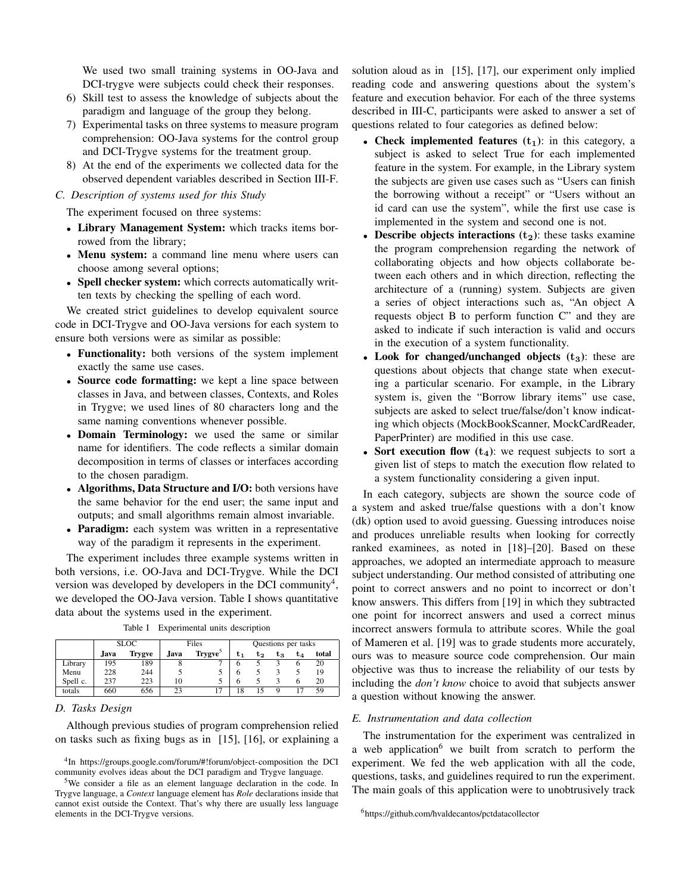We used two small training systems in OO-Java and DCI-trygve were subjects could check their responses.

6) Skill test to assess the knowledge of subjects about the paradigm and language of the group they belong.
7) Experimental tasks on three systems to measure program comprehension: OO-Java systems for the control group and DCI-Trygve systems for the treatment group.
8) At the end of the experiments we collected data for the observed dependent variables described in Section III-F.

### C. Description of systems used for this Study

The experiment focused on three systems:

- **Library Management System:** which tracks items borrowed from the library;
- **Menu system:** a command line menu where users can choose among several options;
- **Spell checker system:** which corrects automatically written texts by checking the spelling of each word.

We created strict guidelines to develop equivalent source code in DCI-Trygve and OO-Java versions for each system to ensure both versions were as similar as possible:

- **Functionality:** both versions of the system implement exactly the same use cases.
- **Source code formatting:** we kept a line space between classes in Java, and between classes, Contexts, and Roles in Trygve; we used lines of 80 characters long and the same naming conventions whenever possible.
- **Domain Terminology:** we used the same or similar name for identifiers. The code reflects a similar domain decomposition in terms of classes or interfaces according to the chosen paradigm.
- **Algorithms, Data Structure and I/O:** both versions have the same behavior for the end user; the same input and outputs; and small algorithms remain almost invariable.
- **Paradigm:** each system was written in a representative way of the paradigm it represents in the experiment.

The experiment includes three example systems written in both versions, i.e. OO-Java and DCI-Trygve. While the DCI version was developed by developers in the DCI community[4], we developed the OO-Java version. Table I shows quantitative data about the systems used in the experiment.

Table I Experimental units description

| | SLOC | | Files | | Questions per tasks | | | | |
|---|---|---|---|---|---|---|---|---|---|
| | **Java** | **Trygve** | **Java** | **Trygve**[5] | $t_1$ | $t_2$ | $t_3$ | $t_4$ | **total** |
| Library | 195 | 189 | 8 | 7 | 6 | 5 | 3 | 6 | 20 |
| Menu | 228 | 244 | 5 | 5 | 6 | 5 | 3 | 5 | 19 |
| Spell c. | 237 | 223 | 10 | 5 | 6 | 5 | 3 | 6 | 20 |
| totals | 660 | 656 | 23 | 17 | 18 | 15 | 9 | 17 | 59 |

### D. Tasks Design

Although previous studies of program comprehension relied on tasks such as fixing bugs as in [15], [16], or explaining a solution aloud as in [15], [17], our experiment only implied reading code and answering questions about the system's feature and execution behavior. For each of the three systems described in III-C, participants were asked to answer a set of questions related to four categories as defined below:

- **Check implemented features ($t_1$)**: in this category, a subject is asked to select True for each implemented feature in the system. For example, in the Library system the subjects are given use cases such as "Users can finish the borrowing without a receipt" or "Users without an id card can use the system", while the first use case is implemented in the system and second one is not.
- **Describe objects interactions ($t_2$)**: these tasks examine the program comprehension regarding the network of collaborating objects and how objects collaborate between each others and in which direction, reflecting the architecture of a (running) system. Subjects are given a series of object interactions such as, "An object A requests object B to perform function C" and they are asked to indicate if such interaction is valid and occurs in the execution of a system functionality.
- **Look for changed/unchanged objects ($t_3$)**: these are questions about objects that change state when executing a particular scenario. For example, in the Library system is, given the "Borrow library items" use case, subjects are asked to select true/false/don't know indicating which objects (MockBookScanner, MockCardReader, PaperPrinter) are modified in this use case.
- **Sort execution flow ($t_4$)**: we request subjects to sort a given list of steps to match the execution flow related to a system functionality considering a given input.

In each category, subjects are shown the source code of a system and asked true/false questions with a don't know (dk) option used to avoid guessing. Guessing introduces noise and produces unreliable results when looking for correctly ranked examinees, as noted in [18]–[20]. Based on these approaches, we adopted an intermediate approach to measure subject understanding. Our method consisted of attributing one point to correct answers and no point to incorrect or don't know answers. This differs from [19] in which they subtracted one point for incorrect answers and used a correct minus incorrect answers formula to attribute scores. While the goal of Mameren et al. [19] was to grade students more accurately, ours was to measure source code comprehension. Our main objective was thus to increase the reliability of our tests by including the *don't know* choice to avoid that subjects answer a question without knowing the answer.

### E. Instrumentation and data collection

The instrumentation for the experiment was centralized in a web application[6] we built from scratch to perform the experiment. We fed the web application with all the code, questions, tasks, and guidelines required to run the experiment. The main goals of this application were to unobtrusively track

[4]In https://groups.google.com/forum/#!forum/object-composition the DCI community evolves ideas about the DCI paradigm and Trygve language.

[5]We consider a file as an element language declaration in the code. In Trygve language, a *Context* language element has *Role* declarations inside that cannot exist outside the Context. That's why there are usually less language elements in the DCI-Trygve versions.

[6]https://github.com/hvaldecantos/pctdatacollector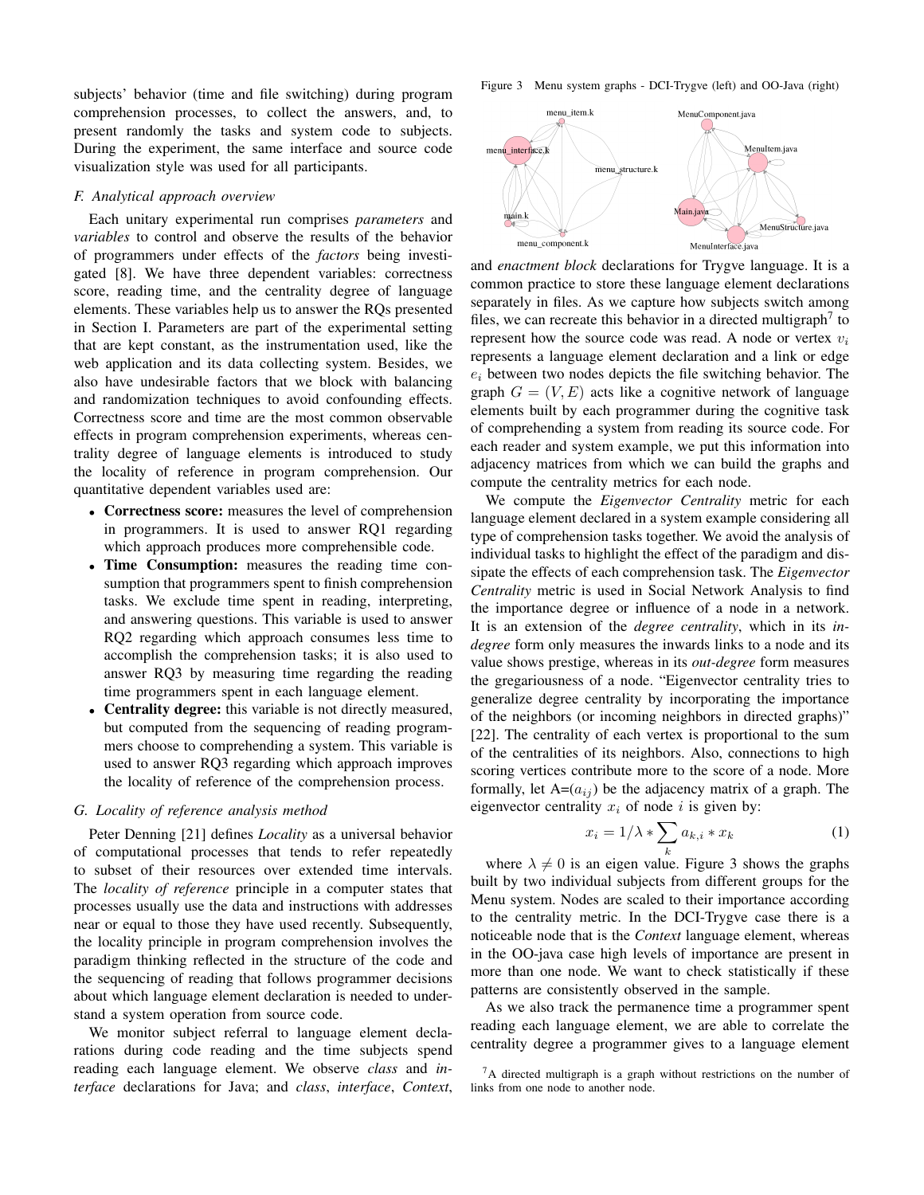subjects' behavior (time and file switching) during program comprehension processes, to collect the answers, and, to present randomly the tasks and system code to subjects. During the experiment, the same interface and source code visualization style was used for all participants.

### F. Analytical approach overview

Each unitary experimental run comprises *parameters* and *variables* to control and observe the results of the behavior of programmers under effects of the *factors* being investigated [8]. We have three dependent variables: correctness score, reading time, and the centrality degree of language elements. These variables help us to answer the RQs presented in Section I. Parameters are part of the experimental setting that are kept constant, as the instrumentation used, like the web application and its data collecting system. Besides, we also have undesirable factors that we block with balancing and randomization techniques to avoid confounding effects. Correctness score and time are the most common observable effects in program comprehension experiments, whereas centrality degree of language elements is introduced to study the locality of reference in program comprehension. Our quantitative dependent variables used are:

- **Correctness score:** measures the level of comprehension in programmers. It is used to answer RQ1 regarding which approach produces more comprehensible code.
- **Time Consumption:** measures the reading time consumption that programmers spent to finish comprehension tasks. We exclude time spent in reading, interpreting, and answering questions. This variable is used to answer RQ2 regarding which approach consumes less time to accomplish the comprehension tasks; it is also used to answer RQ3 by measuring time regarding the reading time programmers spent in each language element.
- **Centrality degree:** this variable is not directly measured, but computed from the sequencing of reading programmers choose to comprehending a system. This variable is used to answer RQ3 regarding which approach improves the locality of reference of the comprehension process.

### G. Locality of reference analysis method

Peter Denning [21] defines *Locality* as a universal behavior of computational processes that tends to refer repeatedly to subset of their resources over extended time intervals. The *locality of reference* principle in a computer states that processes usually use the data and instructions with addresses near or equal to those they have used recently. Subsequently, the locality principle in program comprehension involves the paradigm thinking reflected in the structure of the code and the sequencing of reading that follows programmer decisions about which language element declaration is needed to understand a system operation from source code.

We monitor subject referral to language element declarations during code reading and the time subjects spend reading each language element. We observe *class* and *interface* declarations for Java; and *class*, *interface*, *Context*, and *enactment block* declarations for Trygve language. It is a common practice to store these language element declarations separately in files. As we capture how subjects switch among files, we can recreate this behavior in a directed multigraph[7] to represent how the source code was read. A node or vertex $v_i$ represents a language element declaration and a link or edge $e_i$ between two nodes depicts the file switching behavior. The graph $G = (V, E)$ acts like a cognitive network of language elements built by each programmer during the cognitive task of comprehending a system from reading its source code. For each reader and system example, we put this information into adjacency matrices from which we can build the graphs and compute the centrality metrics for each node.

Figure 3 Menu system graphs - DCI-Trygve (left) and OO-Java (right)

We compute the *Eigenvector Centrality* metric for each language element declared in a system example considering all type of comprehension tasks together. We avoid the analysis of individual tasks to highlight the effect of the paradigm and dissipate the effects of each comprehension task. The *Eigenvector Centrality* metric is used in Social Network Analysis to find the importance degree or influence of a node in a network. It is an extension of the *degree centrality*, which in its *in-degree* form only measures the inwards links to a node and its value shows prestige, whereas in its *out-degree* form measures the gregariousness of a node. "Eigenvector centrality tries to generalize degree centrality by incorporating the importance of the neighbors (or incoming neighbors in directed graphs)" [22]. The centrality of each vertex is proportional to the sum of the centralities of its neighbors. Also, connections to high scoring vertices contribute more to the score of a node. More formally, let A=$(a_{ij})$ be the adjacency matrix of a graph. The eigenvector centrality $x_i$ of node $i$ is given by:

$$x_i = 1/\lambda * \sum_k a_{k,i} * x_k \tag{1}$$

where $\lambda \neq 0$ is an eigen value. Figure 3 shows the graphs built by two individual subjects from different groups for the Menu system. Nodes are scaled to their importance according to the centrality metric. In the DCI-Trygve case there is a noticeable node that is the *Context* language element, whereas in the OO-java case high levels of importance are present in more than one node. We want to check statistically if these patterns are consistently observed in the sample.

As we also track the permanence time a programmer spent reading each language element, we are able to correlate the centrality degree a programmer gives to a language element

[7] A directed multigraph is a graph without restrictions on the number of links from one node to another node.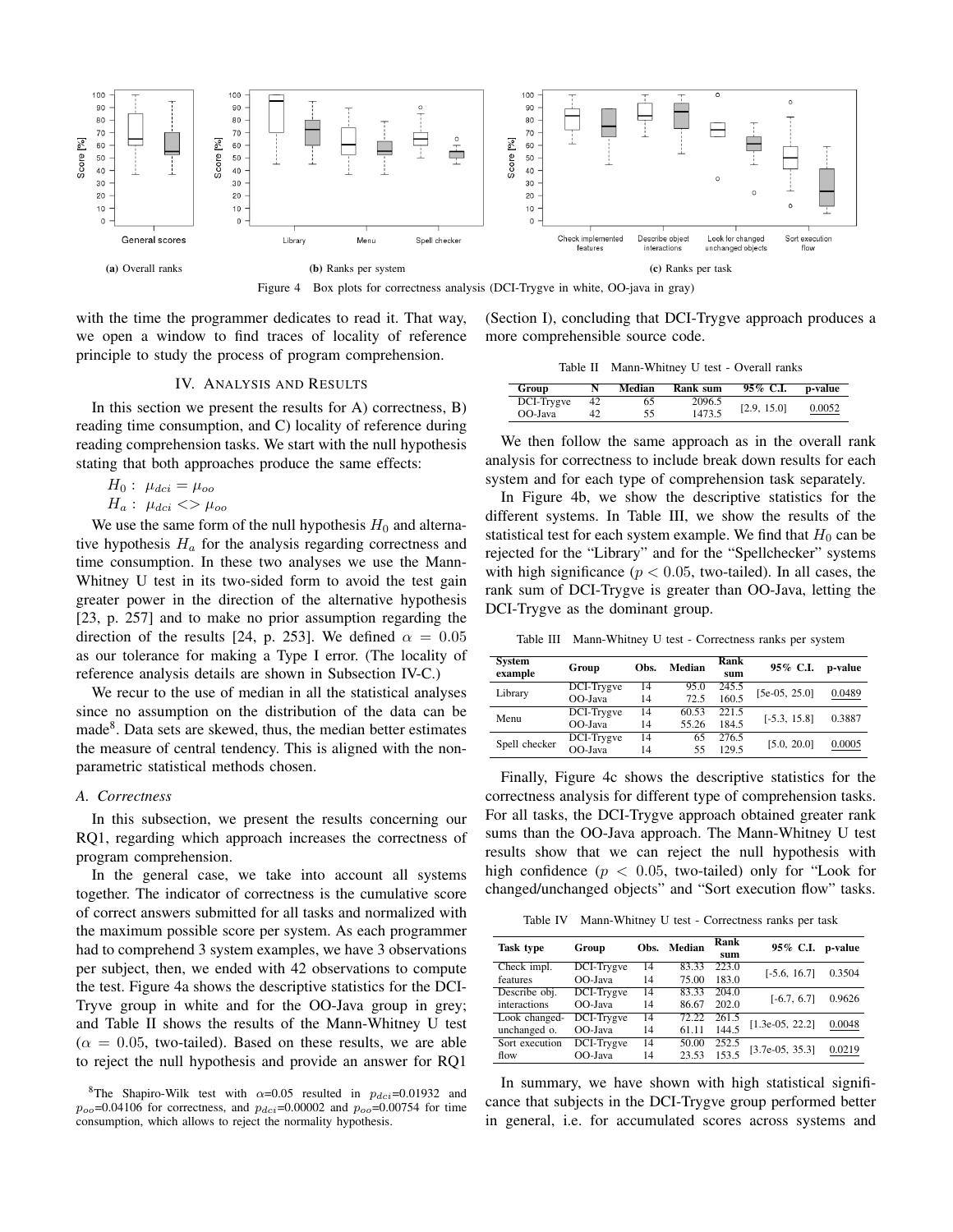(a) Overall ranks

(b) Ranks per system

(c) Ranks per task

Figure 4 Box plots for correctness analysis (DCI-Trygve in white, OO-java in gray)

with the time the programmer dedicates to read it. That way, we open a window to find traces of locality of reference principle to study the process of program comprehension.

## IV. Analysis and Results

In this section we present the results for A) correctness, B) reading time consumption, and C) locality of reference during reading comprehension tasks. We start with the null hypothesis stating that both approaches produce the same effects:

$H_0: \mu_{dci} = \mu_{oo}$

$H_a: \mu_{dci} <> \mu_{oo}$

We use the same form of the null hypothesis $H_0$ and alternative hypothesis $H_a$ for the analysis regarding correctness and time consumption. In these two analyses we use the Mann-Whitney U test in its two-sided form to avoid the test gain greater power in the direction of the alternative hypothesis [23, p. 257] and to make no prior assumption regarding the direction of the results [24, p. 253]. We defined $\alpha = 0.05$ as our tolerance for making a Type I error. (The locality of reference analysis details are shown in Subsection IV-C.)

We recur to the use of median in all the statistical analyses since no assumption on the distribution of the data can be made[8]. Data sets are skewed, thus, the median better estimates the measure of central tendency. This is aligned with the non-parametric statistical methods chosen.

### A. Correctness

In this subsection, we present the results concerning our RQ1, regarding which approach increases the correctness of program comprehension.

In the general case, we take into account all systems together. The indicator of correctness is the cumulative score of correct answers submitted for all tasks and normalized with the maximum possible score per system. As each programmer had to comprehend 3 system examples, we have 3 observations per subject, then, we ended with 42 observations to compute the test. Figure 4a shows the descriptive statistics for the DCI-Tryve group in white and for the OO-Java group in grey; and Table II shows the results of the Mann-Whitney U test ($\alpha = 0.05$, two-tailed). Based on these results, we are able to reject the null hypothesis and provide an answer for RQ1 (Section I), concluding that DCI-Trygve approach produces a more comprehensible source code.

Table II Mann-Whitney U test - Overall ranks

| Group | N | Median | Rank sum | 95% C.I. | p-value |
|---|---|---|---|---|---|
| DCI-Trygve | 42 | 65 | 2096.5 | [2.9, 15.0] | 0.0052 |
| OO-Java | 42 | 55 | 1473.5 | | |

We then follow the same approach as in the overall rank analysis for correctness to include break down results for each system and for each type of comprehension task separately.

In Figure 4b, we show the descriptive statistics for the different systems. In Table III, we show the results of the statistical test for each system example. We find that $H_0$ can be rejected for the "Library" and for the "Spellchecker" systems with high significance ($p < 0.05$, two-tailed). In all cases, the rank sum of DCI-Trygve is greater than OO-Java, letting the DCI-Trygve as the dominant group.

Table III Mann-Whitney U test - Correctness ranks per system

| System example | Group | Obs. | Median | Rank sum | 95% C.I. | p-value |
|---|---|---|---|---|---|---|
| Library | DCI-Trygve | 14 | 95.0 | 245.5 | [5e-05, 25.0] | 0.0489 |
| | OO-Java | 14 | 72.5 | 160.5 | | |
| Menu | DCI-Trygve | 14 | 60.53 | 221.5 | [-5.3, 15.8] | 0.3887 |
| | OO-Java | 14 | 55.26 | 184.5 | | |
| Spell checker | DCI-Trygve | 14 | 65 | 276.5 | [5.0, 20.0] | 0.0005 |
| | OO-Java | 14 | 55 | 129.5 | | |

Finally, Figure 4c shows the descriptive statistics for the correctness analysis for different type of comprehension tasks. For all tasks, the DCI-Trygve approach obtained greater rank sums than the OO-Java approach. The Mann-Whitney U test results show that we can reject the null hypothesis with high confidence ($p < 0.05$, two-tailed) only for "Look for changed/unchanged objects" and "Sort execution flow" tasks.

Table IV Mann-Whitney U test - Correctness ranks per task

| Task type | Group | Obs. | Median | Rank sum | 95% C.I. | p-value |
|---|---|---|---|---|---|---|
| Check impl. features | DCI-Trygve | 14 | 83.33 | 223.0 | [-5.6, 16.7] | 0.3504 |
| | OO-Java | 14 | 75.00 | 183.0 | | |
| Describe obj. interactions | DCI-Trygve | 14 | 83.33 | 204.0 | [-6.7, 6.7] | 0.9626 |
| | OO-Java | 14 | 86.67 | 202.0 | | |
| Look changed-unchanged o. | DCI-Trygve | 14 | 72.22 | 261.5 | [1.3e-05, 22.2] | 0.0048 |
| | OO-Java | 14 | 61.11 | 144.5 | | |
| Sort execution flow | DCI-Trygve | 14 | 50.00 | 252.5 | [3.7e-05, 35.3] | 0.0219 |
| | OO-Java | 14 | 23.53 | 153.5 | | |

In summary, we have shown with high statistical significance that subjects in the DCI-Trygve group performed better in general, i.e. for accumulated scores across systems and

[8] The Shapiro-Wilk test with $\alpha$=0.05 resulted in $p_{dci}$=0.01932 and $p_{oo}$=0.04106 for correctness, and $p_{dci}$=0.00002 and $p_{oo}$=0.00754 for time consumption, which allows to reject the normality hypothesis.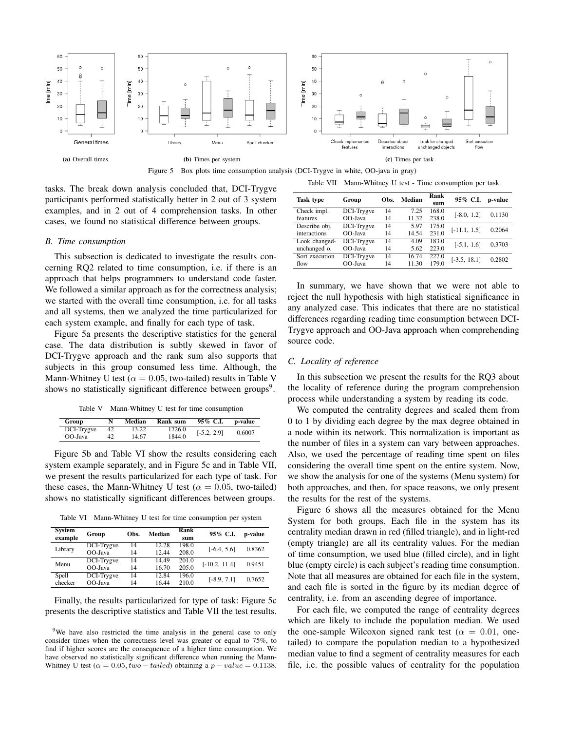Figure 5 Box plots time consumption analysis (DCI-Trygve in white, OO-java in gray)

(a) Overall times (b) Times per system (c) Times per task

tasks. The break down analysis concluded that, DCI-Trygve participants performed statistically better in 2 out of 3 system examples, and in 2 out of 4 comprehension tasks. In other cases, we found no statistical difference between groups.

### B. Time consumption

This subsection is dedicated to investigate the results concerning RQ2 related to time consumption, i.e. if there is an approach that helps programmers to understand code faster. We followed a similar approach as for the correctness analysis; we started with the overall time consumption, i.e. for all tasks and all systems, then we analyzed the time particularized for each system example, and finally for each type of task.

Figure 5a presents the descriptive statistics for the general case. The data distribution is subtly skewed in favor of DCI-Trygve approach and the rank sum also supports that subjects in this group consumed less time. Although, the Mann-Whitney U test ($\alpha = 0.05$, two-tailed) results in Table V shows no statistically significant difference between groups[9].

Table V Mann-Whitney U test for time consumption

| Group | N | Median | Rank sum | 95% C.I. | p-value |
|---|---|---|---|---|---|
| DCI-Trygve | 42 | 13.22 | 1726.0 | [-5.2, 2.9] | 0.6007 |
| OO-Java | 42 | 14.67 | 1844.0 | | |

Figure 5b and Table VI show the results considering each system example separately, and in Figure 5c and in Table VII, we present the results particularized for each type of task. For these cases, the Mann-Whitney U test ($\alpha = 0.05$, two-tailed) shows no statistically significant differences between groups.

Table VI Mann-Whitney U test for time consumption per system

| System example | Group | Obs. | Median | Rank sum | 95% C.I. | p-value |
|---|---|---|---|---|---|---|
| Library | DCI-Trygve | 14 | 12.28 | 198.0 | [-6.4, 5.6] | 0.8362 |
| | OO-Java | 14 | 12.44 | 208.0 | | |
| Menu | DCI-Trygve | 14 | 14.49 | 201.0 | [-10.2, 11.4] | 0.9451 |
| | OO-Java | 14 | 16.70 | 205.0 | | |
| Spell checker | DCI-Trygve | 14 | 12.84 | 196.0 | [-8.9, 7.1] | 0.7652 |
| | OO-Java | 14 | 16.44 | 210.0 | | |

Finally, the results particularized for type of task: Figure 5c presents the descriptive statistics and Table VII the test results.

[9]We have also restricted the time analysis in the general case to only consider times when the correctness level was greater or equal to 75%, to find if higher scores are the consequence of a higher time consumption. We have observed no statistically significant difference when running the Mann-Whitney U test ($\alpha = 0.05, two-tailed$) obtaining a $p-value = 0.1138$.

Table VII Mann-Whitney U test - Time consumption per task

| Task type | Group | Obs. | Median | Rank sum | 95% C.I. | p-value |
|---|---|---|---|---|---|---|
| Check impl. features | DCI-Trygve | 14 | 7.25 | 168.0 | [-8.0, 1.2] | 0.1130 |
| | OO-Java | 14 | 11.32 | 238.0 | | |
| Describe obj. interactions | DCI-Trygve | 14 | 5.97 | 175.0 | [-11.1, 1.5] | 0.2064 |
| | OO-Java | 14 | 14.54 | 231.0 | | |
| Look changed-unchanged o. | DCI-Trygve | 14 | 4.09 | 183.0 | [-5.1, 1.6] | 0.3703 |
| | OO-Java | 14 | 5.62 | 223.0 | | |
| Sort execution flow | DCI-Trygve | 14 | 16.74 | 227.0 | [-3.5, 18.1] | 0.2802 |
| | OO-Java | 14 | 11.30 | 179.0 | | |

In summary, we have shown that we were not able to reject the null hypothesis with high statistical significance in any analyzed case. This indicates that there are no statistical differences regarding reading time consumption between DCI-Trygve approach and OO-Java approach when comprehending source code.

### C. Locality of reference

In this subsection we present the results for the RQ3 about the locality of reference during the program comprehension process while understanding a system by reading its code.

We computed the centrality degrees and scaled them from 0 to 1 by dividing each degree by the max degree obtained in a node within its network. This normalization is important as the number of files in a system can vary between approaches. Also, we used the percentage of reading time spent on files considering the overall time spent on the entire system. Now, we show the analysis for one of the systems (Menu system) for both approaches, and then, for space reasons, we only present the results for the rest of the systems.

Figure 6 shows all the measures obtained for the Menu System for both groups. Each file in the system has its centrality median drawn in red (filled triangle), and in light-red (empty triangle) are all its centrality values. For the median of time consumption, we used blue (filled circle), and in light blue (empty circle) is each subject's reading time consumption. Note that all measures are obtained for each file in the system, and each file is sorted in the figure by its median degree of centrality, i.e. from an ascending degree of importance.

For each file, we computed the range of centrality degrees which are likely to include the population median. We used the one-sample Wilcoxon signed rank test ($\alpha = 0.01$, one-tailed) to compare the population median to a hypothesized median value to find a segment of centrality measures for each file, i.e. the possible values of centrality for the population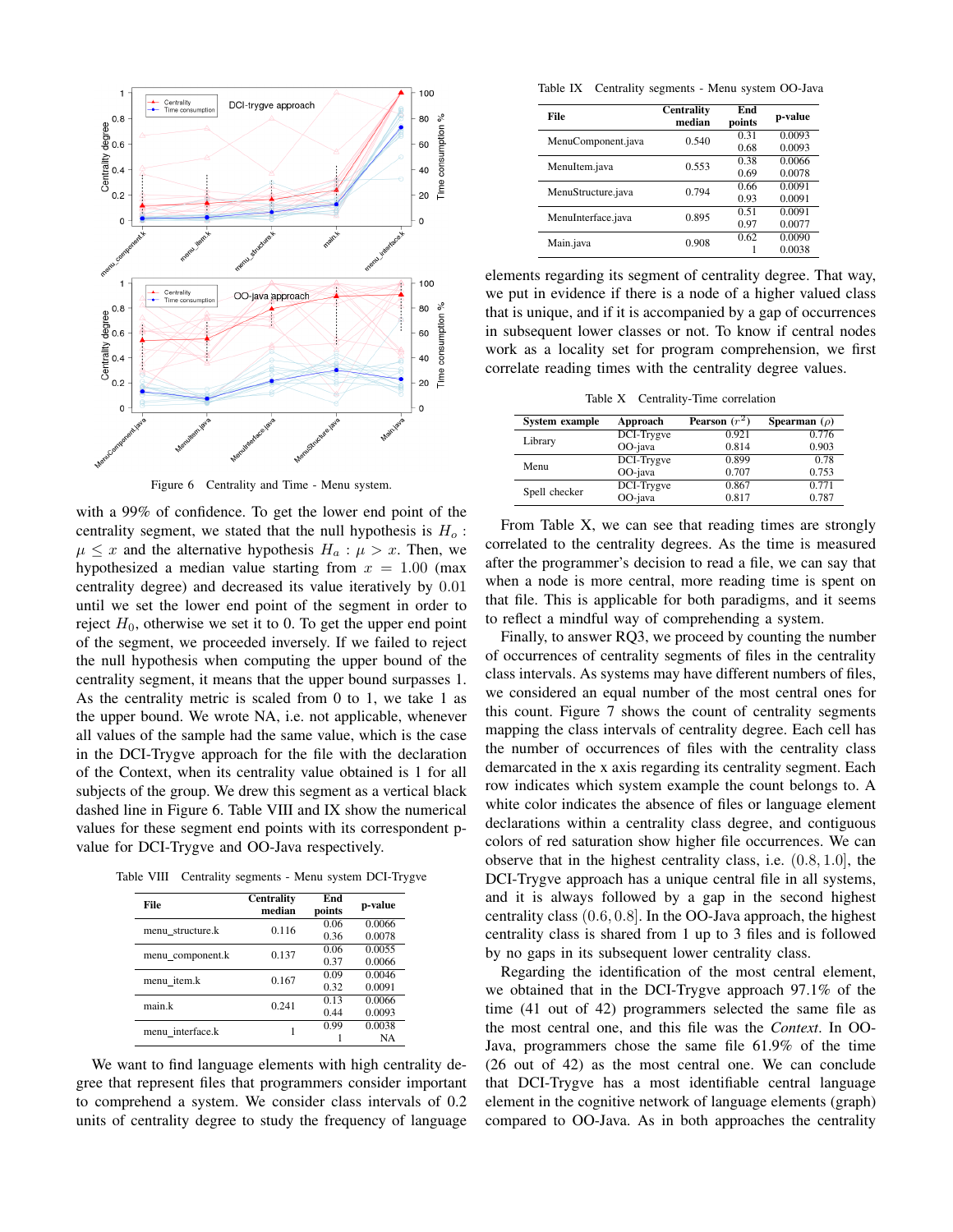Figure 6 Centrality and Time - Menu system.

with a 99% of confidence. To get the lower end point of the centrality segment, we stated that the null hypothesis is $H_o$ : $\mu \leq x$ and the alternative hypothesis $H_a : \mu > x$. Then, we hypothesized a median value starting from $x = 1.00$ (max centrality degree) and decreased its value iteratively by 0.01 until we set the lower end point of the segment in order to reject $H_0$, otherwise we set it to 0. To get the upper end point of the segment, we proceeded inversely. If we failed to reject the null hypothesis when computing the upper bound of the centrality segment, it means that the upper bound surpasses 1. As the centrality metric is scaled from 0 to 1, we take 1 as the upper bound. We wrote NA, i.e. not applicable, whenever all values of the sample had the same value, which is the case in the DCI-Trygve approach for the file with the declaration of the Context, when its centrality value obtained is 1 for all subjects of the group. We drew this segment as a vertical black dashed line in Figure 6. Table VIII and IX show the numerical values for these segment end points with its correspondent p-value for DCI-Trygve and OO-Java respectively.

Table VIII Centrality segments - Menu system DCI-Trygve

| File | Centrality median | End points | p-value |
|---|---|---|---|
| menu_structure.k | 0.116 | 0.06 | 0.0066 |
| | | 0.36 | 0.0078 |
| menu_component.k | 0.137 | 0.06 | 0.0055 |
| | | 0.37 | 0.0066 |
| menu_item.k | 0.167 | 0.09 | 0.0046 |
| | | 0.32 | 0.0091 |
| main.k | 0.241 | 0.13 | 0.0066 |
| | | 0.44 | 0.0093 |
| menu_interface.k | 1 | 0.99 | 0.0038 |
| | | 1 | NA |

We want to find language elements with high centrality degree that represent files that programmers consider important to comprehend a system. We consider class intervals of 0.2 units of centrality degree to study the frequency of language elements regarding its segment of centrality degree. That way, we put in evidence if there is a node of a higher valued class that is unique, and if it is accompanied by a gap of occurrences in subsequent lower classes or not. To know if central nodes work as a locality set for program comprehension, we first correlate reading times with the centrality degree values.

Table IX Centrality segments - Menu system OO-Java

| File | Centrality median | End points | p-value |
|---|---|---|---|
| MenuComponent.java | 0.540 | 0.31 | 0.0093 |
| | | 0.68 | 0.0093 |
| MenuItem.java | 0.553 | 0.38 | 0.0066 |
| | | 0.69 | 0.0078 |
| MenuStructure.java | 0.794 | 0.66 | 0.0091 |
| | | 0.93 | 0.0091 |
| MenuInterface.java | 0.895 | 0.51 | 0.0091 |
| | | 0.97 | 0.0077 |
| Main.java | 0.908 | 0.62 | 0.0090 |
| | | 1 | 0.0038 |

Table X Centrality-Time correlation

| System example | Approach | Pearson ($r^2$) | Spearman ($\rho$) |
|---|---|---|---|
| Library | DCI-Trygve | 0.921 | 0.776 |
| | OO-java | 0.814 | 0.903 |
| Menu | DCI-Trygve | 0.899 | 0.78 |
| | OO-java | 0.707 | 0.753 |
| Spell checker | DCI-Trygve | 0.867 | 0.771 |
| | OO-java | 0.817 | 0.787 |

From Table X, we can see that reading times are strongly correlated to the centrality degrees. As the time is measured after the programmer's decision to read a file, we can say that when a node is more central, more reading time is spent on that file. This is applicable for both paradigms, and it seems to reflect a mindful way of comprehending a system.

Finally, to answer RQ3, we proceed by counting the number of occurrences of centrality segments of files in the centrality class intervals. As systems may have different numbers of files, we considered an equal number of the most central ones for this count. Figure 7 shows the count of centrality segments mapping the class intervals of centrality degree. Each cell has the number of occurrences of files with the centrality class demarcated in the x axis regarding its centrality segment. Each row indicates which system example the count belongs to. A white color indicates the absence of files or language element declarations within a centrality class degree, and contiguous colors of red saturation show higher file occurrences. We can observe that in the highest centrality class, i.e. $(0.8, 1.0]$, the DCI-Trygve approach has a unique central file in all systems, and it is always followed by a gap in the second highest centrality class $(0.6, 0.8]$. In the OO-Java approach, the highest centrality class is shared from 1 up to 3 files and is followed by no gaps in its subsequent lower centrality class.

Regarding the identification of the most central element, we obtained that in the DCI-Trygve approach 97.1% of the time (41 out of 42) programmers selected the same file as the most central one, and this file was the *Context*. In OO-Java, programmers chose the same file 61.9% of the time (26 out of 42) as the most central one. We can conclude that DCI-Trygve has a most identifiable central language element in the cognitive network of language elements (graph) compared to OO-Java. As in both approaches the centrality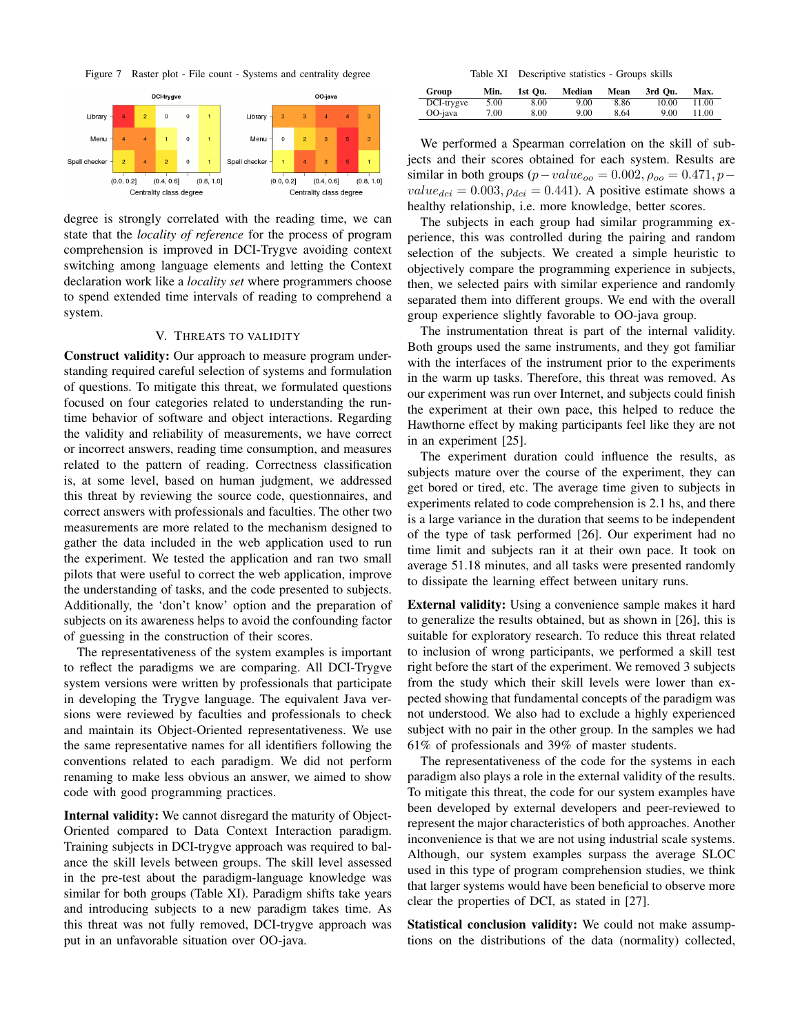Figure 7 Raster plot - File count - Systems and centrality degree

degree is strongly correlated with the reading time, we can state that the *locality of reference* for the process of program comprehension is improved in DCI-Trygve avoiding context switching among language elements and letting the Context declaration work like a *locality set* where programmers choose to spend extended time intervals of reading to comprehend a system.

## V. Threats to Validity

**Construct validity:** Our approach to measure program understanding required careful selection of systems and formulation of questions. To mitigate this threat, we formulated questions focused on four categories related to understanding the runtime behavior of software and object interactions. Regarding the validity and reliability of measurements, we have correct or incorrect answers, reading time consumption, and measures related to the pattern of reading. Correctness classification is, at some level, based on human judgment, we addressed this threat by reviewing the source code, questionnaires, and correct answers with professionals and faculties. The other two measurements are more related to the mechanism designed to gather the data included in the web application used to run the experiment. We tested the application and ran two small pilots that were useful to correct the web application, improve the understanding of tasks, and the code presented to subjects. Additionally, the 'don't know' option and the preparation of subjects on its awareness helps to avoid the confounding factor of guessing in the construction of their scores.

The representativeness of the system examples is important to reflect the paradigms we are comparing. All DCI-Trygve system versions were written by professionals that participate in developing the Trygve language. The equivalent Java versions were reviewed by faculties and professionals to check and maintain its Object-Oriented representativeness. We use the same representative names for all identifiers following the conventions related to each paradigm. We did not perform renaming to make less obvious an answer, we aimed to show code with good programming practices.

**Internal validity:** We cannot disregard the maturity of Object-Oriented compared to Data Context Interaction paradigm. Training subjects in DCI-trygve approach was required to balance the skill levels between groups. The skill level assessed in the pre-test about the paradigm-language knowledge was similar for both groups (Table XI). Paradigm shifts take years and introducing subjects to a new paradigm takes time. As this threat was not fully removed, DCI-trygve approach was put in an unfavorable situation over OO-java.

Table XI Descriptive statistics - Groups skills

| Group | Min. | 1st Qu. | Median | Mean | 3rd Qu. | Max. |
|---|---|---|---|---|---|---|
| DCI-trygve | 5.00 | 8.00 | 9.00 | 8.86 | 10.00 | 11.00 |
| OO-java | 7.00 | 8.00 | 9.00 | 8.64 | 9.00 | 11.00 |

We performed a Spearman correlation on the skill of subjects and their scores obtained for each system. Results are similar in both groups ($p-value_{oo} = 0.002, \rho_{oo} = 0.471, p-value_{dci} = 0.003, \rho_{dci} = 0.441$). A positive estimate shows a healthy relationship, i.e. more knowledge, better scores.

The subjects in each group had similar programming experience, this was controlled during the pairing and random selection of the subjects. We created a simple heuristic to objectively compare the programming experience in subjects, then, we selected pairs with similar experience and randomly separated them into different groups. We end with the overall group experience slightly favorable to OO-java group.

The instrumentation threat is part of the internal validity. Both groups used the same instruments, and they got familiar with the interfaces of the instrument prior to the experiments in the warm up tasks. Therefore, this threat was removed. As our experiment was run over Internet, and subjects could finish the experiment at their own pace, this helped to reduce the Hawthorne effect by making participants feel like they are not in an experiment [25].

The experiment duration could influence the results, as subjects mature over the course of the experiment, they can get bored or tired, etc. The average time given to subjects in experiments related to code comprehension is 2.1 hs, and there is a large variance in the duration that seems to be independent of the type of task performed [26]. Our experiment had no time limit and subjects ran it at their own pace. It took on average 51.18 minutes, and all tasks were presented randomly to dissipate the learning effect between unitary runs.

**External validity:** Using a convenience sample makes it hard to generalize the results obtained, but as shown in [26], this is suitable for exploratory research. To reduce this threat related to inclusion of wrong participants, we performed a skill test right before the start of the experiment. We removed 3 subjects from the study which their skill levels were lower than expected showing that fundamental concepts of the paradigm was not understood. We also had to exclude a highly experienced subject with no pair in the other group. In the samples we had 61% of professionals and 39% of master students.

The representativeness of the code for the systems in each paradigm also plays a role in the external validity of the results. To mitigate this threat, the code for our system examples have been developed by external developers and peer-reviewed to represent the major characteristics of both approaches. Another inconvenience is that we are not using industrial scale systems. Although, our system examples surpass the average SLOC used in this type of program comprehension studies, we think that larger systems would have been beneficial to observe more clear the properties of DCI, as stated in [27].

**Statistical conclusion validity:** We could not make assumptions on the distributions of the data (normality) collected,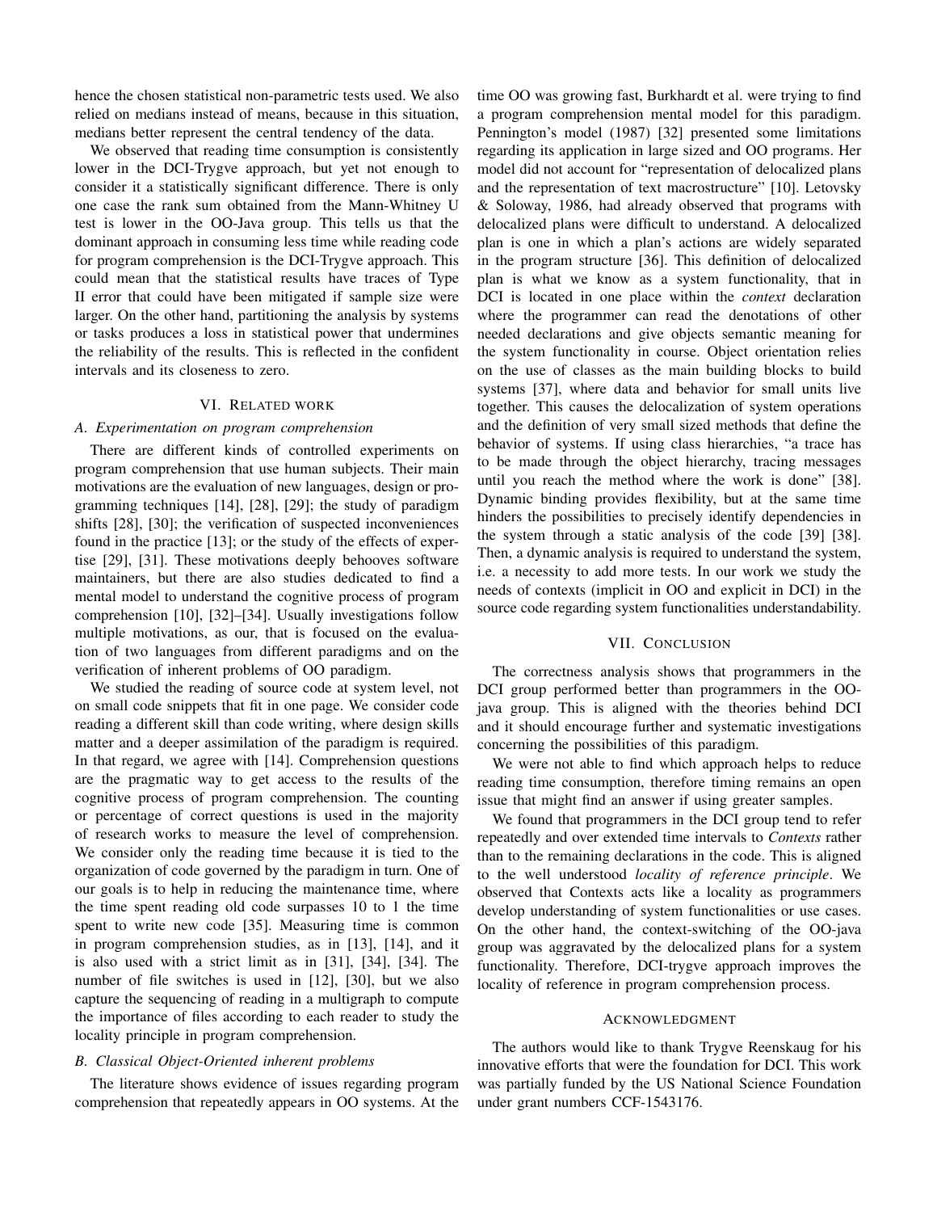hence the chosen statistical non-parametric tests used. We also relied on medians instead of means, because in this situation, medians better represent the central tendency of the data.

We observed that reading time consumption is consistently lower in the DCI-Trygve approach, but yet not enough to consider it a statistically significant difference. There is only one case the rank sum obtained from the Mann-Whitney U test is lower in the OO-Java group. This tells us that the dominant approach in consuming less time while reading code for program comprehension is the DCI-Trygve approach. This could mean that the statistical results have traces of Type II error that could have been mitigated if sample size were larger. On the other hand, partitioning the analysis by systems or tasks produces a loss in statistical power that undermines the reliability of the results. This is reflected in the confident intervals and its closeness to zero.

## VI. Related work

### A. Experimentation on program comprehension

There are different kinds of controlled experiments on program comprehension that use human subjects. Their main motivations are the evaluation of new languages, design or programming techniques [14], [28], [29]; the study of paradigm shifts [28], [30]; the verification of suspected inconveniences found in the practice [13]; or the study of the effects of expertise [29], [31]. These motivations deeply behooves software maintainers, but there are also studies dedicated to find a mental model to understand the cognitive process of program comprehension [10], [32]–[34]. Usually investigations follow multiple motivations, as our, that is focused on the evaluation of two languages from different paradigms and on the verification of inherent problems of OO paradigm.

We studied the reading of source code at system level, not on small code snippets that fit in one page. We consider code reading a different skill than code writing, where design skills matter and a deeper assimilation of the paradigm is required. In that regard, we agree with [14]. Comprehension questions are the pragmatic way to get access to the results of the cognitive process of program comprehension. The counting or percentage of correct questions is used in the majority of research works to measure the level of comprehension. We consider only the reading time because it is tied to the organization of code governed by the paradigm in turn. One of our goals is to help in reducing the maintenance time, where the time spent reading old code surpasses 10 to 1 the time spent to write new code [35]. Measuring time is common in program comprehension studies, as in [13], [14], and it is also used with a strict limit as in [31], [34], [34]. The number of file switches is used in [12], [30], but we also capture the sequencing of reading in a multigraph to compute the importance of files according to each reader to study the locality principle in program comprehension.

### B. Classical Object-Oriented inherent problems

The literature shows evidence of issues regarding program comprehension that repeatedly appears in OO systems. At the time OO was growing fast, Burkhardt et al. were trying to find a program comprehension mental model for this paradigm. Pennington's model (1987) [32] presented some limitations regarding its application in large sized and OO programs. Her model did not account for "representation of delocalized plans and the representation of text macrostructure" [10]. Letovsky & Soloway, 1986, had already observed that programs with delocalized plans were difficult to understand. A delocalized plan is one in which a plan's actions are widely separated in the program structure [36]. This definition of delocalized plan is what we know as a system functionality, that in DCI is located in one place within the *context* declaration where the programmer can read the denotations of other needed declarations and give objects semantic meaning for the system functionality in course. Object orientation relies on the use of classes as the main building blocks to build systems [37], where data and behavior for small units live together. This causes the delocalization of system operations and the definition of very small sized methods that define the behavior of systems. If using class hierarchies, "a trace has to be made through the object hierarchy, tracing messages until you reach the method where the work is done" [38]. Dynamic binding provides flexibility, but at the same time hinders the possibilities to precisely identify dependencies in the system through a static analysis of the code [39] [38]. Then, a dynamic analysis is required to understand the system, i.e. a necessity to add more tests. In our work we study the needs of contexts (implicit in OO and explicit in DCI) in the source code regarding system functionalities understandability.

## VII. Conclusion

The correctness analysis shows that programmers in the DCI group performed better than programmers in the OO-java group. This is aligned with the theories behind DCI and it should encourage further and systematic investigations concerning the possibilities of this paradigm.

We were not able to find which approach helps to reduce reading time consumption, therefore timing remains an open issue that might find an answer if using greater samples.

We found that programmers in the DCI group tend to refer repeatedly and over extended time intervals to *Contexts* rather than to the remaining declarations in the code. This is aligned to the well understood *locality of reference principle*. We observed that Contexts acts like a locality as programmers develop understanding of system functionalities or use cases. On the other hand, the context-switching of the OO-java group was aggravated by the delocalized plans for a system functionality. Therefore, DCI-trygve approach improves the locality of reference in program comprehension process.

## Acknowledgment

The authors would like to thank Trygve Reenskaug for his innovative efforts that were the foundation for DCI. This work was partially funded by the US National Science Foundation under grant numbers CCF-1543176.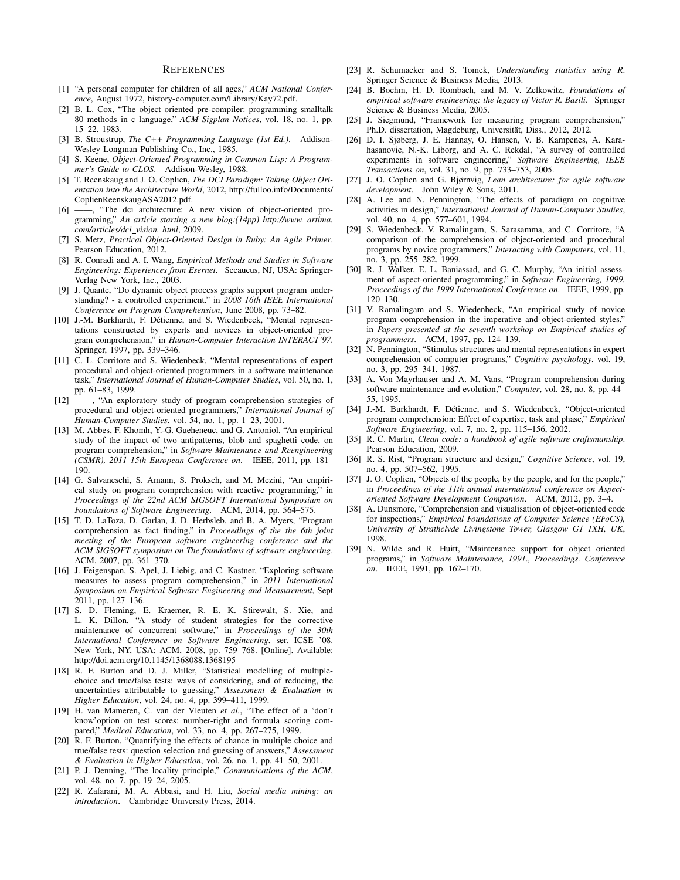# REFERENCES

[1] "A personal computer for children of all ages," *ACM National Conference*, August 1972, history-computer.com/Library/Kay72.pdf.

[2] B. L. Cox, "The object oriented pre-compiler: programming smalltalk 80 methods in c language," *ACM Sigplan Notices*, vol. 18, no. 1, pp. 15–22, 1983.

[3] B. Stroustrup, *The C++ Programming Language (1st Ed.)*. Addison-Wesley Longman Publishing Co., Inc., 1985.

[4] S. Keene, *Object-Oriented Programming in Common Lisp: A Programmer's Guide to CLOS*. Addison-Wesley, 1988.

[5] T. Reenskaug and J. O. Coplien, *The DCI Paradigm: Taking Object Orientation into the Architecture World*, 2012, http://fulloo.info/Documents/CoplienReenskaugASA2012.pdf.

[6] ——, "The dci architecture: A new vision of object-oriented programming," *An article starting a new blog:(14pp) http://www. artima. com/articles/dci_vision. html*, 2009.

[7] S. Metz, *Practical Object-Oriented Design in Ruby: An Agile Primer*. Pearson Education, 2012.

[8] R. Conradi and A. I. Wang, *Empirical Methods and Studies in Software Engineering: Experiences from Esernet*. Secaucus, NJ, USA: Springer-Verlag New York, Inc., 2003.

[9] J. Quante, "Do dynamic object process graphs support program understanding? - a controlled experiment." in *2008 16th IEEE International Conference on Program Comprehension*, June 2008, pp. 73–82.

[10] J.-M. Burkhardt, F. Détienne, and S. Wiedenbeck, "Mental representations constructed by experts and novices in object-oriented program comprehension," in *Human-Computer Interaction INTERACT'97*. Springer, 1997, pp. 339–346.

[11] C. L. Corritore and S. Wiedenbeck, "Mental representations of expert procedural and object-oriented programmers in a software maintenance task," *International Journal of Human-Computer Studies*, vol. 50, no. 1, pp. 61–83, 1999.

[12] ——, "An exploratory study of program comprehension strategies of procedural and object-oriented programmers," *International Journal of Human-Computer Studies*, vol. 54, no. 1, pp. 1–23, 2001.

[13] M. Abbes, F. Khomh, Y.-G. Gueheneuc, and G. Antoniol, "An empirical study of the impact of two antipatterns, blob and spaghetti code, on program comprehension," in *Software Maintenance and Reengineering (CSMR), 2011 15th European Conference on*. IEEE, 2011, pp. 181–190.

[14] G. Salvaneschi, S. Amann, S. Proksch, and M. Mezini, "An empirical study on program comprehension with reactive programming," in *Proceedings of the 22nd ACM SIGSOFT International Symposium on Foundations of Software Engineering*. ACM, 2014, pp. 564–575.

[15] T. D. LaToza, D. Garlan, J. D. Herbsleb, and B. A. Myers, "Program comprehension as fact finding," in *Proceedings of the the 6th joint meeting of the European software engineering conference and the ACM SIGSOFT symposium on The foundations of software engineering*. ACM, 2007, pp. 361–370.

[16] J. Feigenspan, S. Apel, J. Liebig, and C. Kastner, "Exploring software measures to assess program comprehension," in *2011 International Symposium on Empirical Software Engineering and Measurement*, Sept 2011, pp. 127–136.

[17] S. D. Fleming, E. Kraemer, R. E. K. Stirewalt, S. Xie, and L. K. Dillon, "A study of student strategies for the corrective maintenance of concurrent software," in *Proceedings of the 30th International Conference on Software Engineering*, ser. ICSE '08. New York, NY, USA: ACM, 2008, pp. 759–768. [Online]. Available: http://doi.acm.org/10.1145/1368088.1368195

[18] R. F. Burton and D. J. Miller, "Statistical modelling of multiple-choice and true/false tests: ways of considering, and of reducing, the uncertainties attributable to guessing," *Assessment & Evaluation in Higher Education*, vol. 24, no. 4, pp. 399–411, 1999.

[19] H. van Mameren, C. van der Vleuten *et al.*, "The effect of a 'don't know'option on test scores: number-right and formula scoring compared," *Medical Education*, vol. 33, no. 4, pp. 267–275, 1999.

[20] R. F. Burton, "Quantifying the effects of chance in multiple choice and true/false tests: question selection and guessing of answers," *Assessment & Evaluation in Higher Education*, vol. 26, no. 1, pp. 41–50, 2001.

[21] P. J. Denning, "The locality principle," *Communications of the ACM*, vol. 48, no. 7, pp. 19–24, 2005.

[22] R. Zafarani, M. A. Abbasi, and H. Liu, *Social media mining: an introduction*. Cambridge University Press, 2014.

[23] R. Schumacker and S. Tomek, *Understanding statistics using R*. Springer Science & Business Media, 2013.

[24] B. Boehm, H. D. Rombach, and M. V. Zelkowitz, *Foundations of empirical software engineering: the legacy of Victor R. Basili*. Springer Science & Business Media, 2005.

[25] J. Siegmund, "Framework for measuring program comprehension," Ph.D. dissertation, Magdeburg, Universität, Diss., 2012, 2012.

[26] D. I. Sjøberg, J. E. Hannay, O. Hansen, V. B. Kampenes, A. Karahasanovic, N.-K. Liborg, and A. C. Rekdal, "A survey of controlled experiments in software engineering," *Software Engineering, IEEE Transactions on*, vol. 31, no. 9, pp. 733–753, 2005.

[27] J. O. Coplien and G. Bjørnvig, *Lean architecture: for agile software development*. John Wiley & Sons, 2011.

[28] A. Lee and N. Pennington, "The effects of paradigm on cognitive activities in design," *International Journal of Human-Computer Studies*, vol. 40, no. 4, pp. 577–601, 1994.

[29] S. Wiedenbeck, V. Ramalingam, S. Sarasamma, and C. Corritore, "A comparison of the comprehension of object-oriented and procedural programs by novice programmers," *Interacting with Computers*, vol. 11, no. 3, pp. 255–282, 1999.

[30] R. J. Walker, E. L. Baniassad, and G. C. Murphy, "An initial assessment of aspect-oriented programming," in *Software Engineering, 1999. Proceedings of the 1999 International Conference on*. IEEE, 1999, pp. 120–130.

[31] V. Ramalingam and S. Wiedenbeck, "An empirical study of novice program comprehension in the imperative and object-oriented styles," in *Papers presented at the seventh workshop on Empirical studies of programmers*. ACM, 1997, pp. 124–139.

[32] N. Pennington, "Stimulus structures and mental representations in expert comprehension of computer programs," *Cognitive psychology*, vol. 19, no. 3, pp. 295–341, 1987.

[33] A. Von Mayrhauser and A. M. Vans, "Program comprehension during software maintenance and evolution," *Computer*, vol. 28, no. 8, pp. 44–55, 1995.

[34] J.-M. Burkhardt, F. Détienne, and S. Wiedenbeck, "Object-oriented program comprehension: Effect of expertise, task and phase," *Empirical Software Engineering*, vol. 7, no. 2, pp. 115–156, 2002.

[35] R. C. Martin, *Clean code: a handbook of agile software craftsmanship*. Pearson Education, 2009.

[36] R. S. Rist, "Program structure and design," *Cognitive Science*, vol. 19, no. 4, pp. 507–562, 1995.

[37] J. O. Coplien, "Objects of the people, by the people, and for the people," in *Proceedings of the 11th annual international conference on Aspect-oriented Software Development Companion*. ACM, 2012, pp. 3–4.

[38] A. Dunsmore, "Comprehension and visualisation of object-oriented code for inspections," *Empirical Foundations of Computer Science (EFoCS), University of Strathclyde Livingstone Tower, Glasgow G1 1XH, UK*, 1998.

[39] N. Wilde and R. Huitt, "Maintenance support for object oriented programs," in *Software Maintenance, 1991., Proceedings. Conference on*. IEEE, 1991, pp. 162–170.